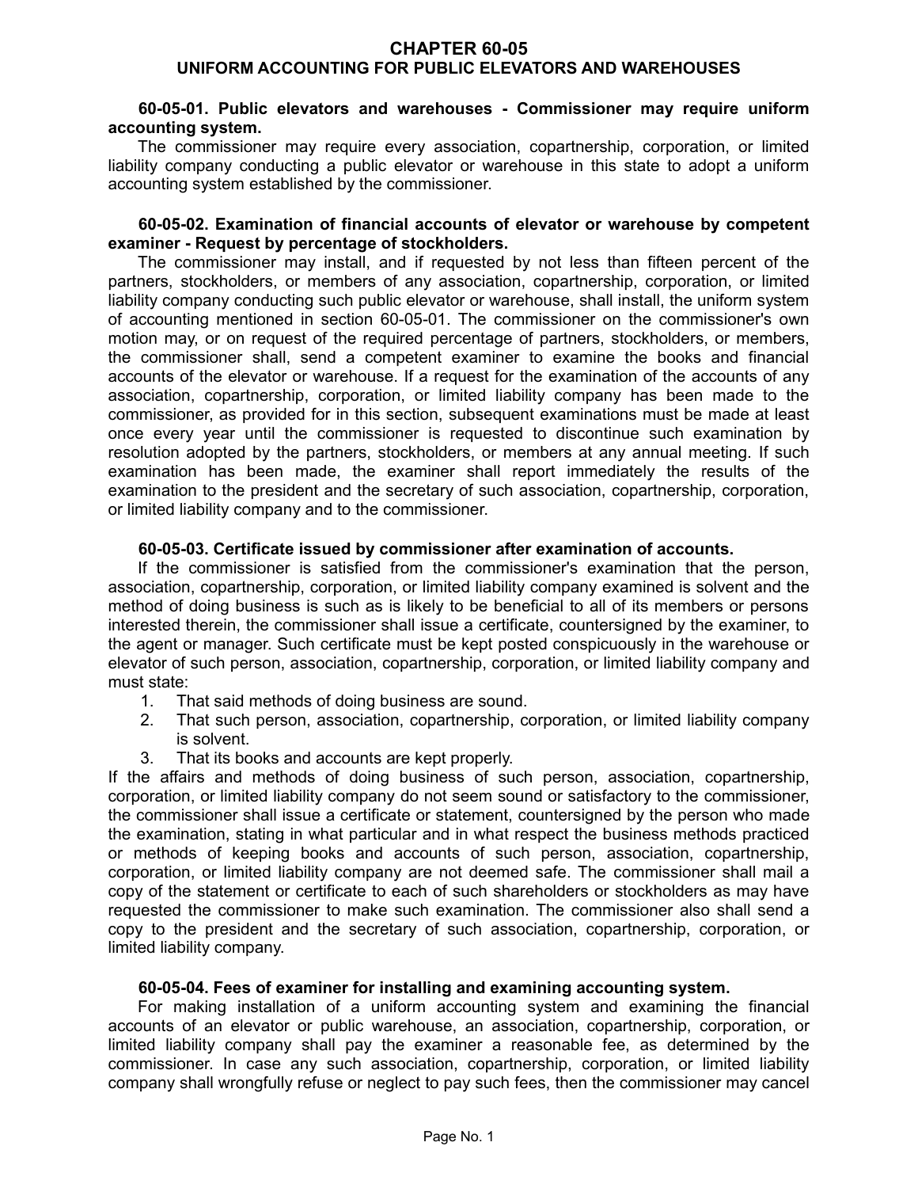# CHAPTER 60-05
# UNIFORM ACCOUNTING FOR PUBLIC ELEVATORS AND WAREHOUSES

**60-05-01. Public elevators and warehouses - Commissioner may require uniform accounting system.**

The commissioner may require every association, copartnership, corporation, or limited liability company conducting a public elevator or warehouse in this state to adopt a uniform accounting system established by the commissioner.

**60-05-02. Examination of financial accounts of elevator or warehouse by competent examiner - Request by percentage of stockholders.**

The commissioner may install, and if requested by not less than fifteen percent of the partners, stockholders, or members of any association, copartnership, corporation, or limited liability company conducting such public elevator or warehouse, shall install, the uniform system of accounting mentioned in section 60-05-01. The commissioner on the commissioner's own motion may, or on request of the required percentage of partners, stockholders, or members, the commissioner shall, send a competent examiner to examine the books and financial accounts of the elevator or warehouse. If a request for the examination of the accounts of any association, copartnership, corporation, or limited liability company has been made to the commissioner, as provided for in this section, subsequent examinations must be made at least once every year until the commissioner is requested to discontinue such examination by resolution adopted by the partners, stockholders, or members at any annual meeting. If such examination has been made, the examiner shall report immediately the results of the examination to the president and the secretary of such association, copartnership, corporation, or limited liability company and to the commissioner.

**60-05-03. Certificate issued by commissioner after examination of accounts.**

If the commissioner is satisfied from the commissioner's examination that the person, association, copartnership, corporation, or limited liability company examined is solvent and the method of doing business is such as is likely to be beneficial to all of its members or persons interested therein, the commissioner shall issue a certificate, countersigned by the examiner, to the agent or manager. Such certificate must be kept posted conspicuously in the warehouse or elevator of such person, association, copartnership, corporation, or limited liability company and must state:

1. That said methods of doing business are sound.
2. That such person, association, copartnership, corporation, or limited liability company is solvent.
3. That its books and accounts are kept properly.

If the affairs and methods of doing business of such person, association, copartnership, corporation, or limited liability company do not seem sound or satisfactory to the commissioner, the commissioner shall issue a certificate or statement, countersigned by the person who made the examination, stating in what particular and in what respect the business methods practiced or methods of keeping books and accounts of such person, association, copartnership, corporation, or limited liability company are not deemed safe. The commissioner shall mail a copy of the statement or certificate to each of such shareholders or stockholders as may have requested the commissioner to make such examination. The commissioner also shall send a copy to the president and the secretary of such association, copartnership, corporation, or limited liability company.

**60-05-04. Fees of examiner for installing and examining accounting system.**

For making installation of a uniform accounting system and examining the financial accounts of an elevator or public warehouse, an association, copartnership, corporation, or limited liability company shall pay the examiner a reasonable fee, as determined by the commissioner. In case any such association, copartnership, corporation, or limited liability company shall wrongfully refuse or neglect to pay such fees, then the commissioner may cancel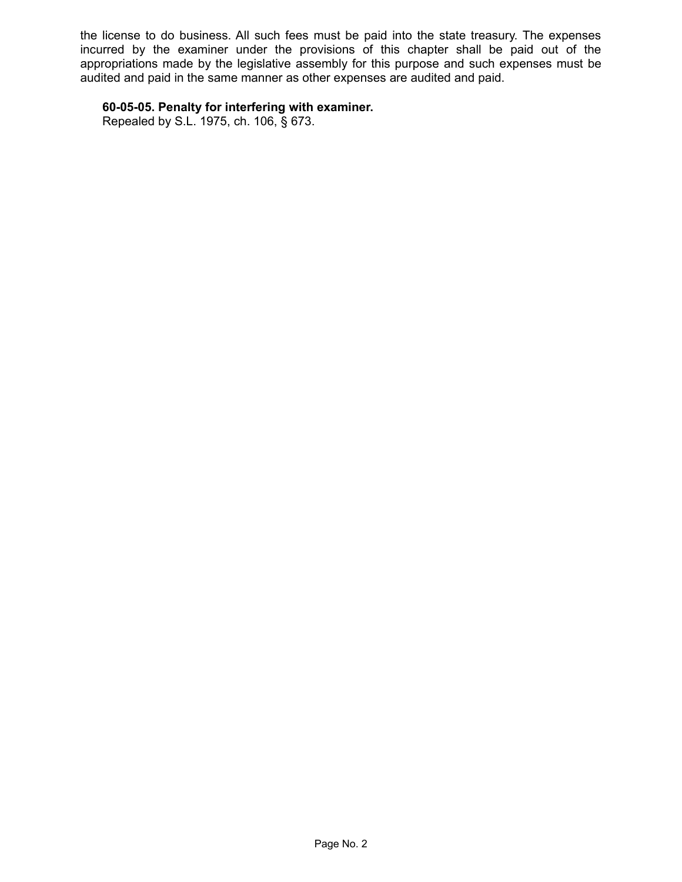the license to do business. All such fees must be paid into the state treasury. The expenses incurred by the examiner under the provisions of this chapter shall be paid out of the appropriations made by the legislative assembly for this purpose and such expenses must be audited and paid in the same manner as other expenses are audited and paid.

**60-05-05. Penalty for interfering with examiner.**

Repealed by S.L. 1975, ch. 106, § 673.